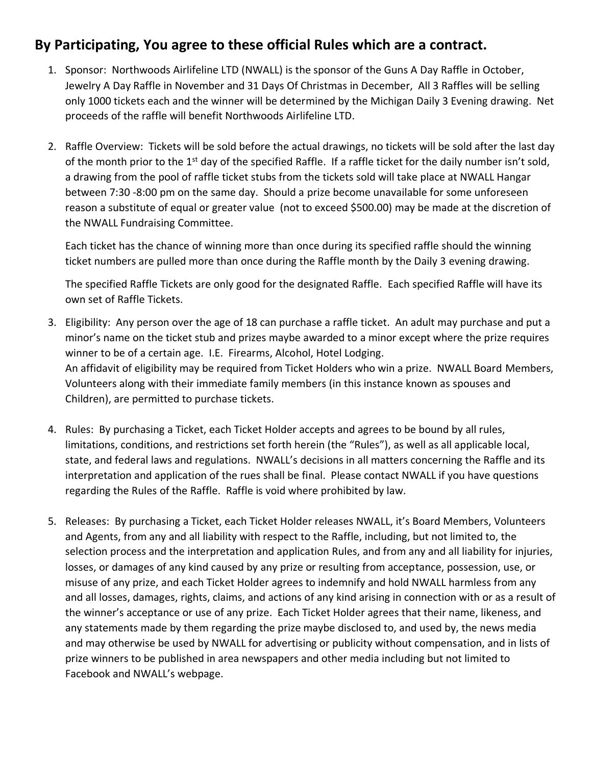## By Participating, You agree to these official Rules which are a contract.

1. Sponsor: Northwoods Airlifeline LTD (NWALL) is the sponsor of the Guns A Day Raffle in October, Jewelry A Day Raffle in November and 31 Days Of Christmas in December, All 3 Raffles will be selling only 1000 tickets each and the winner will be determined by the Michigan Daily 3 Evening drawing. Net proceeds of the raffle will benefit Northwoods Airlifeline LTD.

2. Raffle Overview: Tickets will be sold before the actual drawings, no tickets will be sold after the last day of the month prior to the 1st day of the specified Raffle. If a raffle ticket for the daily number isn't sold, a drawing from the pool of raffle ticket stubs from the tickets sold will take place at NWALL Hangar between 7:30 -8:00 pm on the same day. Should a prize become unavailable for some unforeseen reason a substitute of equal or greater value (not to exceed $500.00) may be made at the discretion of the NWALL Fundraising Committee.

   Each ticket has the chance of winning more than once during its specified raffle should the winning ticket numbers are pulled more than once during the Raffle month by the Daily 3 evening drawing.

   The specified Raffle Tickets are only good for the designated Raffle. Each specified Raffle will have its own set of Raffle Tickets.

3. Eligibility: Any person over the age of 18 can purchase a raffle ticket. An adult may purchase and put a minor's name on the ticket stub and prizes maybe awarded to a minor except where the prize requires winner to be of a certain age. I.E. Firearms, Alcohol, Hotel Lodging.
   An affidavit of eligibility may be required from Ticket Holders who win a prize. NWALL Board Members, Volunteers along with their immediate family members (in this instance known as spouses and Children), are permitted to purchase tickets.

4. Rules: By purchasing a Ticket, each Ticket Holder accepts and agrees to be bound by all rules, limitations, conditions, and restrictions set forth herein (the "Rules"), as well as all applicable local, state, and federal laws and regulations. NWALL's decisions in all matters concerning the Raffle and its interpretation and application of the rues shall be final. Please contact NWALL if you have questions regarding the Rules of the Raffle. Raffle is void where prohibited by law.

5. Releases: By purchasing a Ticket, each Ticket Holder releases NWALL, it's Board Members, Volunteers and Agents, from any and all liability with respect to the Raffle, including, but not limited to, the selection process and the interpretation and application Rules, and from any and all liability for injuries, losses, or damages of any kind caused by any prize or resulting from acceptance, possession, use, or misuse of any prize, and each Ticket Holder agrees to indemnify and hold NWALL harmless from any and all losses, damages, rights, claims, and actions of any kind arising in connection with or as a result of the winner's acceptance or use of any prize. Each Ticket Holder agrees that their name, likeness, and any statements made by them regarding the prize maybe disclosed to, and used by, the news media and may otherwise be used by NWALL for advertising or publicity without compensation, and in lists of prize winners to be published in area newspapers and other media including but not limited to Facebook and NWALL's webpage.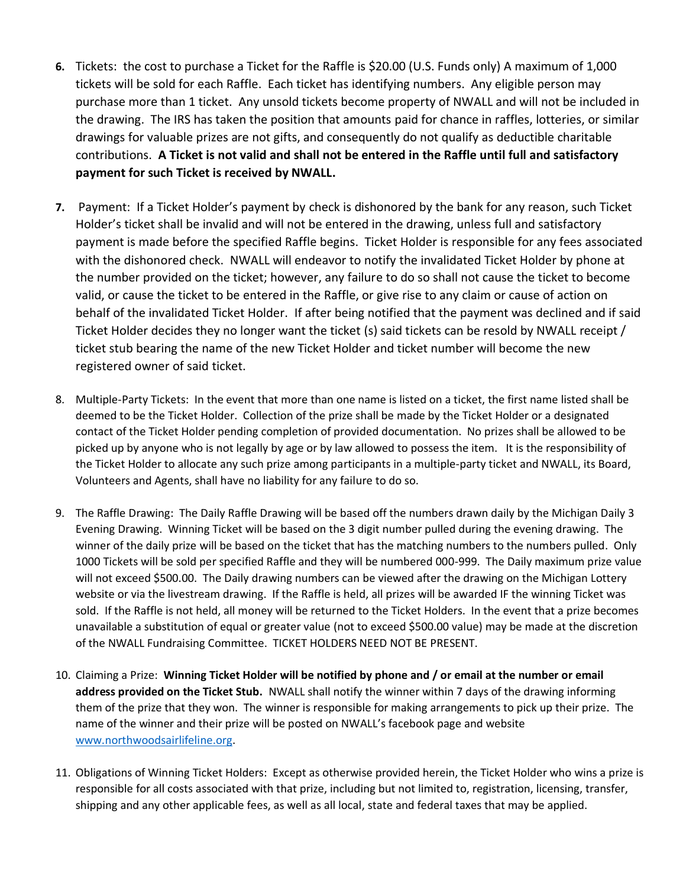6. Tickets: the cost to purchase a Ticket for the Raffle is $20.00 (U.S. Funds only) A maximum of 1,000 tickets will be sold for each Raffle. Each ticket has identifying numbers. Any eligible person may purchase more than 1 ticket. Any unsold tickets become property of NWALL and will not be included in the drawing. The IRS has taken the position that amounts paid for chance in raffles, lotteries, or similar drawings for valuable prizes are not gifts, and consequently do not qualify as deductible charitable contributions. **A Ticket is not valid and shall not be entered in the Raffle until full and satisfactory payment for such Ticket is received by NWALL.**

7. Payment: If a Ticket Holder's payment by check is dishonored by the bank for any reason, such Ticket Holder's ticket shall be invalid and will not be entered in the drawing, unless full and satisfactory payment is made before the specified Raffle begins. Ticket Holder is responsible for any fees associated with the dishonored check. NWALL will endeavor to notify the invalidated Ticket Holder by phone at the number provided on the ticket; however, any failure to do so shall not cause the ticket to become valid, or cause the ticket to be entered in the Raffle, or give rise to any claim or cause of action on behalf of the invalidated Ticket Holder. If after being notified that the payment was declined and if said Ticket Holder decides they no longer want the ticket (s) said tickets can be resold by NWALL receipt / ticket stub bearing the name of the new Ticket Holder and ticket number will become the new registered owner of said ticket.

8. Multiple-Party Tickets: In the event that more than one name is listed on a ticket, the first name listed shall be deemed to be the Ticket Holder. Collection of the prize shall be made by the Ticket Holder or a designated contact of the Ticket Holder pending completion of provided documentation. No prizes shall be allowed to be picked up by anyone who is not legally by age or by law allowed to possess the item. It is the responsibility of the Ticket Holder to allocate any such prize among participants in a multiple-party ticket and NWALL, its Board, Volunteers and Agents, shall have no liability for any failure to do so.

9. The Raffle Drawing: The Daily Raffle Drawing will be based off the numbers drawn daily by the Michigan Daily 3 Evening Drawing. Winning Ticket will be based on the 3 digit number pulled during the evening drawing. The winner of the daily prize will be based on the ticket that has the matching numbers to the numbers pulled. Only 1000 Tickets will be sold per specified Raffle and they will be numbered 000-999. The Daily maximum prize value will not exceed $500.00. The Daily drawing numbers can be viewed after the drawing on the Michigan Lottery website or via the livestream drawing. If the Raffle is held, all prizes will be awarded IF the winning Ticket was sold. If the Raffle is not held, all money will be returned to the Ticket Holders. In the event that a prize becomes unavailable a substitution of equal or greater value (not to exceed $500.00 value) may be made at the discretion of the NWALL Fundraising Committee. TICKET HOLDERS NEED NOT BE PRESENT.

10. Claiming a Prize: **Winning Ticket Holder will be notified by phone and / or email at the number or email address provided on the Ticket Stub.** NWALL shall notify the winner within 7 days of the drawing informing them of the prize that they won. The winner is responsible for making arrangements to pick up their prize. The name of the winner and their prize will be posted on NWALL's facebook page and website [www.northwoodsairlifeline.org](www.northwoodsairlifeline.org).

11. Obligations of Winning Ticket Holders: Except as otherwise provided herein, the Ticket Holder who wins a prize is responsible for all costs associated with that prize, including but not limited to, registration, licensing, transfer, shipping and any other applicable fees, as well as all local, state and federal taxes that may be applied.